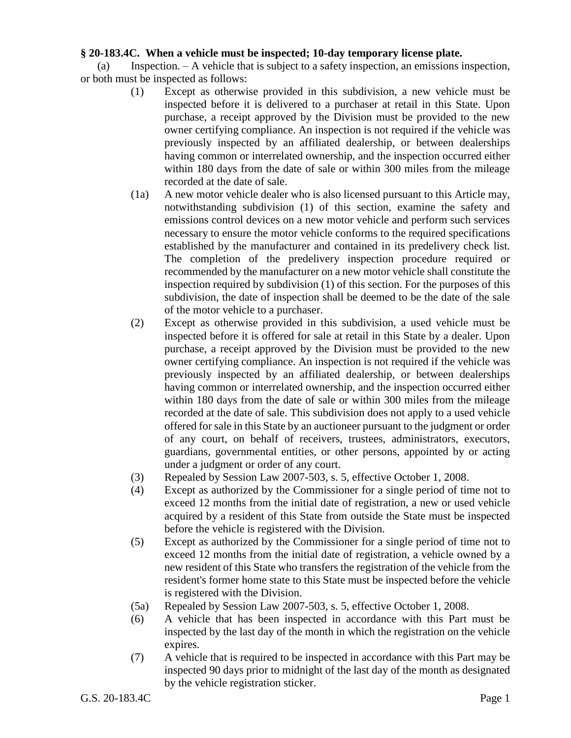**§ 20-183.4C. When a vehicle must be inspected; 10-day temporary license plate.**

(a) Inspection. – A vehicle that is subject to a safety inspection, an emissions inspection, or both must be inspected as follows:

(1) Except as otherwise provided in this subdivision, a new vehicle must be inspected before it is delivered to a purchaser at retail in this State. Upon purchase, a receipt approved by the Division must be provided to the new owner certifying compliance. An inspection is not required if the vehicle was previously inspected by an affiliated dealership, or between dealerships having common or interrelated ownership, and the inspection occurred either within 180 days from the date of sale or within 300 miles from the mileage recorded at the date of sale.

(1a) A new motor vehicle dealer who is also licensed pursuant to this Article may, notwithstanding subdivision (1) of this section, examine the safety and emissions control devices on a new motor vehicle and perform such services necessary to ensure the motor vehicle conforms to the required specifications established by the manufacturer and contained in its predelivery check list. The completion of the predelivery inspection procedure required or recommended by the manufacturer on a new motor vehicle shall constitute the inspection required by subdivision (1) of this section. For the purposes of this subdivision, the date of inspection shall be deemed to be the date of the sale of the motor vehicle to a purchaser.

(2) Except as otherwise provided in this subdivision, a used vehicle must be inspected before it is offered for sale at retail in this State by a dealer. Upon purchase, a receipt approved by the Division must be provided to the new owner certifying compliance. An inspection is not required if the vehicle was previously inspected by an affiliated dealership, or between dealerships having common or interrelated ownership, and the inspection occurred either within 180 days from the date of sale or within 300 miles from the mileage recorded at the date of sale. This subdivision does not apply to a used vehicle offered for sale in this State by an auctioneer pursuant to the judgment or order of any court, on behalf of receivers, trustees, administrators, executors, guardians, governmental entities, or other persons, appointed by or acting under a judgment or order of any court.

(3) Repealed by Session Law 2007-503, s. 5, effective October 1, 2008.

(4) Except as authorized by the Commissioner for a single period of time not to exceed 12 months from the initial date of registration, a new or used vehicle acquired by a resident of this State from outside the State must be inspected before the vehicle is registered with the Division.

(5) Except as authorized by the Commissioner for a single period of time not to exceed 12 months from the initial date of registration, a vehicle owned by a new resident of this State who transfers the registration of the vehicle from the resident's former home state to this State must be inspected before the vehicle is registered with the Division.

(5a) Repealed by Session Law 2007-503, s. 5, effective October 1, 2008.

(6) A vehicle that has been inspected in accordance with this Part must be inspected by the last day of the month in which the registration on the vehicle expires.

(7) A vehicle that is required to be inspected in accordance with this Part may be inspected 90 days prior to midnight of the last day of the month as designated by the vehicle registration sticker.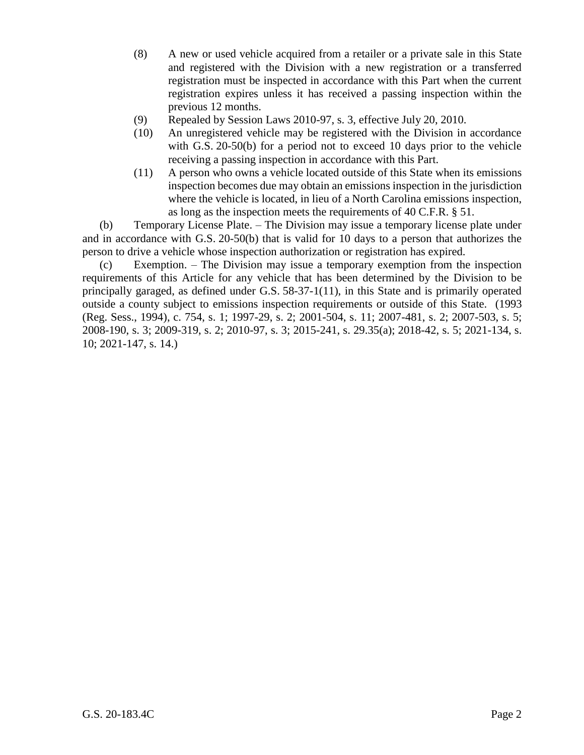(8) A new or used vehicle acquired from a retailer or a private sale in this State and registered with the Division with a new registration or a transferred registration must be inspected in accordance with this Part when the current registration expires unless it has received a passing inspection within the previous 12 months.

(9) Repealed by Session Laws 2010-97, s. 3, effective July 20, 2010.

(10) An unregistered vehicle may be registered with the Division in accordance with G.S. 20-50(b) for a period not to exceed 10 days prior to the vehicle receiving a passing inspection in accordance with this Part.

(11) A person who owns a vehicle located outside of this State when its emissions inspection becomes due may obtain an emissions inspection in the jurisdiction where the vehicle is located, in lieu of a North Carolina emissions inspection, as long as the inspection meets the requirements of 40 C.F.R. § 51.

(b) Temporary License Plate. – The Division may issue a temporary license plate under and in accordance with G.S. 20-50(b) that is valid for 10 days to a person that authorizes the person to drive a vehicle whose inspection authorization or registration has expired.

(c) Exemption. – The Division may issue a temporary exemption from the inspection requirements of this Article for any vehicle that has been determined by the Division to be principally garaged, as defined under G.S. 58-37-1(11), in this State and is primarily operated outside a county subject to emissions inspection requirements or outside of this State. (1993 (Reg. Sess., 1994), c. 754, s. 1; 1997-29, s. 2; 2001-504, s. 11; 2007-481, s. 2; 2007-503, s. 5; 2008-190, s. 3; 2009-319, s. 2; 2010-97, s. 3; 2015-241, s. 29.35(a); 2018-42, s. 5; 2021-134, s. 10; 2021-147, s. 14.)